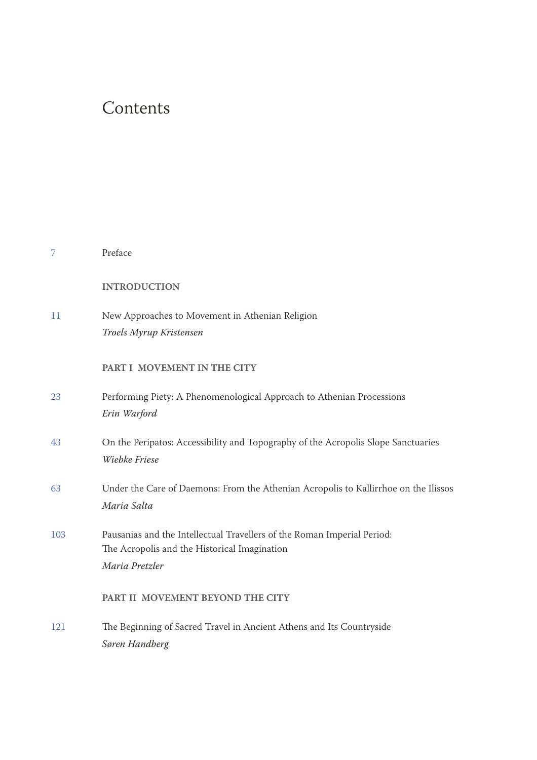# Contents

7 Preface

**INTRODUCTION**

11 New Approaches to Movement in Athenian Religion
*Troels Myrup Kristensen*

**PART I MOVEMENT IN THE CITY**

23 Performing Piety: A Phenomenological Approach to Athenian Processions
*Erin Warford*

43 On the Peripatos: Accessibility and Topography of the Acropolis Slope Sanctuaries
*Wiebke Friese*

63 Under the Care of Daemons: From the Athenian Acropolis to Kallirrhoe on the Ilissos
*Maria Salta*

103 Pausanias and the Intellectual Travellers of the Roman Imperial Period: The Acropolis and the Historical Imagination
*Maria Pretzler*

**PART II MOVEMENT BEYOND THE CITY**

121 The Beginning of Sacred Travel in Ancient Athens and Its Countryside
*Søren Handberg*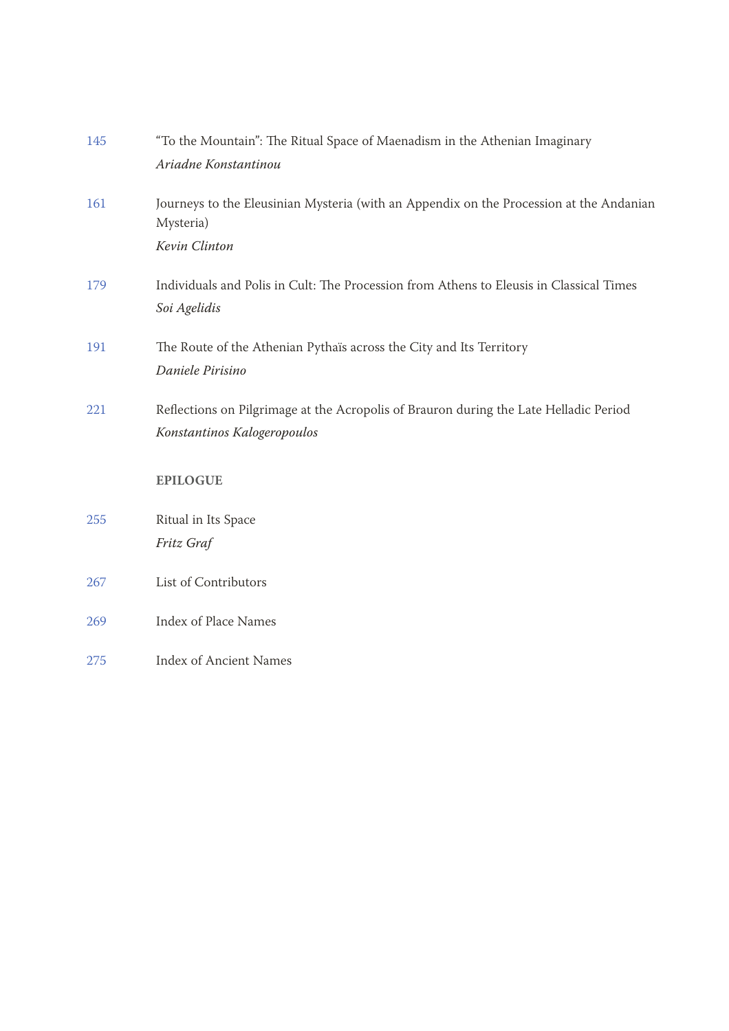145 “To the Mountain”: The Ritual Space of Maenadism in the Athenian Imaginary
*Ariadne Konstantinou*

161 Journeys to the Eleusinian Mysteria (with an Appendix on the Procession at the Andanian Mysteria)
*Kevin Clinton*

179 Individuals and Polis in Cult: The Procession from Athens to Eleusis in Classical Times
*Soi Agelidis*

191 The Route of the Athenian Pythaïs across the City and Its Territory
*Daniele Pirisino*

221 Reflections on Pilgrimage at the Acropolis of Brauron during the Late Helladic Period
*Konstantinos Kalogeropoulos*

**EPILOGUE**

255 Ritual in Its Space
*Fritz Graf*

267 List of Contributors

269 Index of Place Names

275 Index of Ancient Names